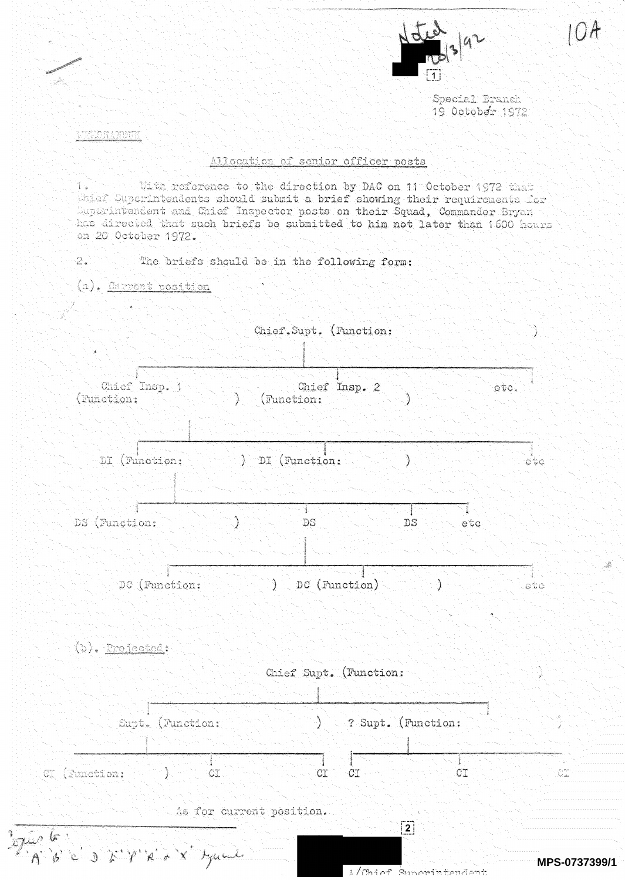Noted 20/3/92

[1]

10A

Special Branch
19 October 1972

MEMORANDUM

## Allocation of senior officer posts

1. With reference to the direction by DAC on 11 October 1972 that Chief Superintendents should submit a brief showing their requirements for Superintendent and Chief Inspector posts on their Squad, Commander Bryan has directed that such briefs be submitted to him not later than 1600 hours on 20 October 1972.

2. The briefs should be in the following form:

(a). Current position

```
                        Chief.Supt. (Function:                    )
                                   |
        ------------------------------------------------------------
        |                                  |                       |
   Chief Insp. 1                      Chief Insp. 2               etc.
  (Function:            )           (Function:          )
        |
   ------------------------------------------------------------
   |                          |                                 |
 DI (Function:         )    DI (Function:          )           etc
        |
   ------------------------------------------------------------
   |                          |                 |               |
 DS (Function:         )     DS                DS              etc
                              |
        ----------------------------------------------------------
        |                             |                          |
   DC (Function:         )       DC (Function)          )       etc
```

(b). Projected:

```
                          Chief Supt. (Function:                    )
                                     |
          --------------------------------------------------------
          |                                                      |
  Supt. (Function:                  )           ? Supt. (Function:          )
          |                                                      |
  ------------------------------------        --------------------------------
  |                 |                |        |                |             |
CI (Function:    )  CI              CI       CI               CI            CI
```

As for current position.

[2]

A/Chief Superintendent

Copies to:
'A' 'B' 'C' 'D' 'E' 'F' 'R' & 'X' Squads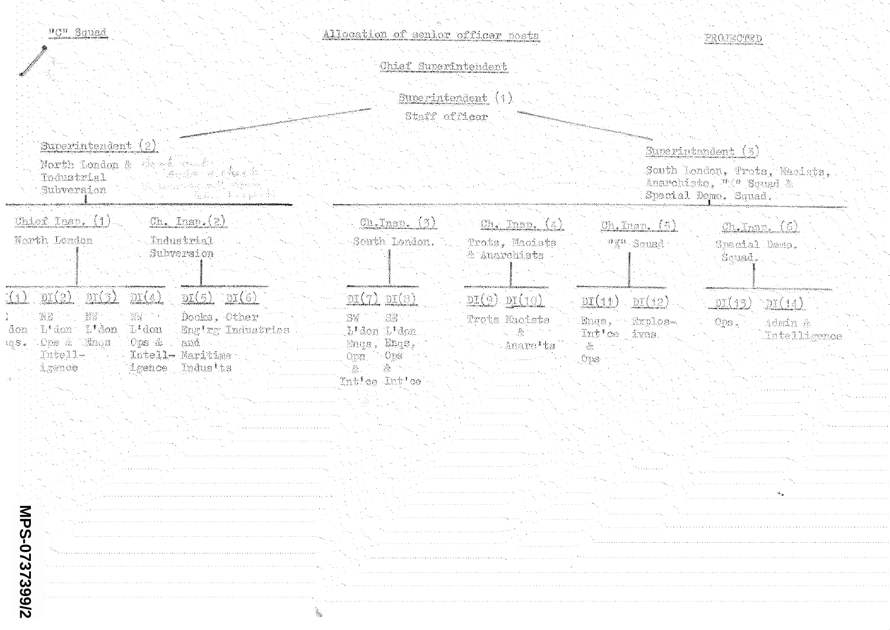"C" Squad

**Allocation of senior officer posts**

PROJECTED

Chief Superintendent

Superintendent (1)
Staff officer

**Superintendent (2)**
North London & Industrial Subversion

**Superintendent (3)**
South London, Trots, Maoists, Anarchists, "X" Squad & Special Demo. Squad.

**Chief Insp. (1)** — North London

- DI(1) — [N] L'don Enqs.
- DI(2) — NE L'don Ops & Intelligence
- DI(3) — NW L'don Enqs
- DI(4) — NW L'don Ops & Intelligence

**Ch. Insp. (2)** — Industrial Subversion

- DI(5) — Docks, Eng'rg and Maritime Indus'ts
- DI(6) — Other Industries

**Ch. Insp. (3)** — South London.

- DI(7) — SW L'don Enqs, Ops & Int'ce
- DI(8) — SE L'don Enqs, Ops & Int'ce

**Ch. Insp. (4)** — Trots, Maoists & Anarchists

- DI(9) — Trots
- DI(10) — Maoists & Anarc'ts

**Ch. Insp. (5)** — "X" Squad

- DI(11) — Enqs, Int'ce & Ops
- DI(12) — Explosives

**Ch. Insp. (6)** — Special Demo. Squad.

- DI(13) — Ops.
- DI(14) — Admin & Intelligence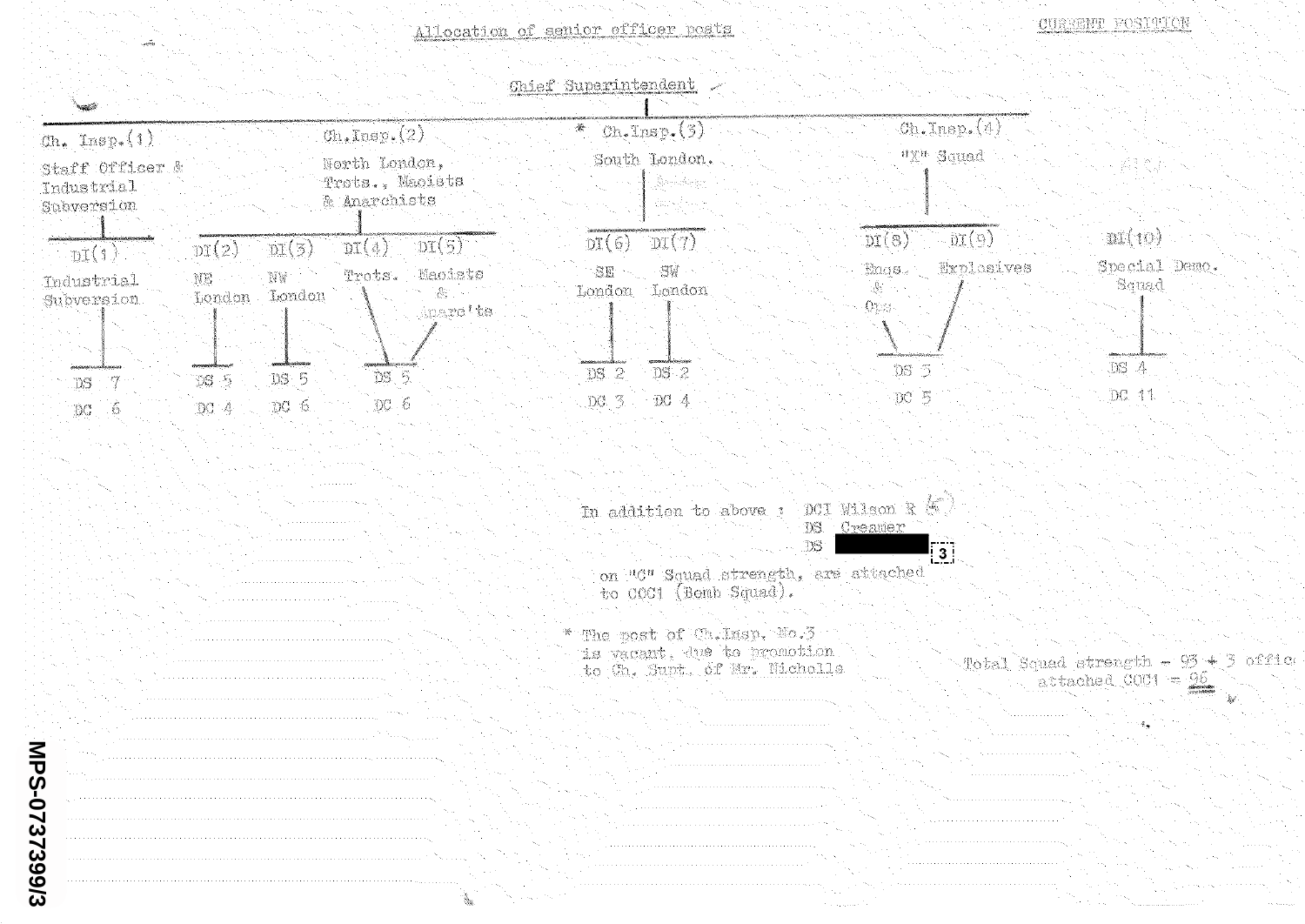## Allocation of senior officer posts

CURRENT POSITION

**Chief Superintendent**

**Ch. Insp.(1)** — Staff Officer & Industrial Subversion
- DI(1) — Industrial Subversion
  - DS 7
  - DC 6

**Ch.Insp.(2)** — North London, Trots., Maoists & Anarchists
- DI(2) — NE London
  - DS 5
  - DC 4
- DI(3) — NW London
  - DS 5
  - DC 6
- DI(4) — Trots.
- DI(5) — Maoists & Anarc'ts
  - (DI(4) and DI(5) together) DS 5, DC 6

**\* Ch.Insp.(3)** — South London.
- DI(6) — SE London
  - DS 2
  - DC 3
- DI(7) — SW London
  - DS 2
  - DC 4

**Ch.Insp.(4)** — "X" Squad
- DI(8) — Engs. & Ops.
- DI(9) — Explosives
  - (DI(8) and DI(9) together) DS 3, DC 5

**DI(10)** — Special Demo. Squad
- DS 4
- DC 11

In addition to above : DCI Wilson R
DS Creamer
DS [redacted] 3

on "C" Squad strength, are attached to CO C1 (Bomb Squad).

\* The post of Ch.Insp. No.3 is vacant, due to promotion to Ch. Supt. of Mr. Nicholls

Total Squad strength - 93 + 3 officers attached CO C1 = 96